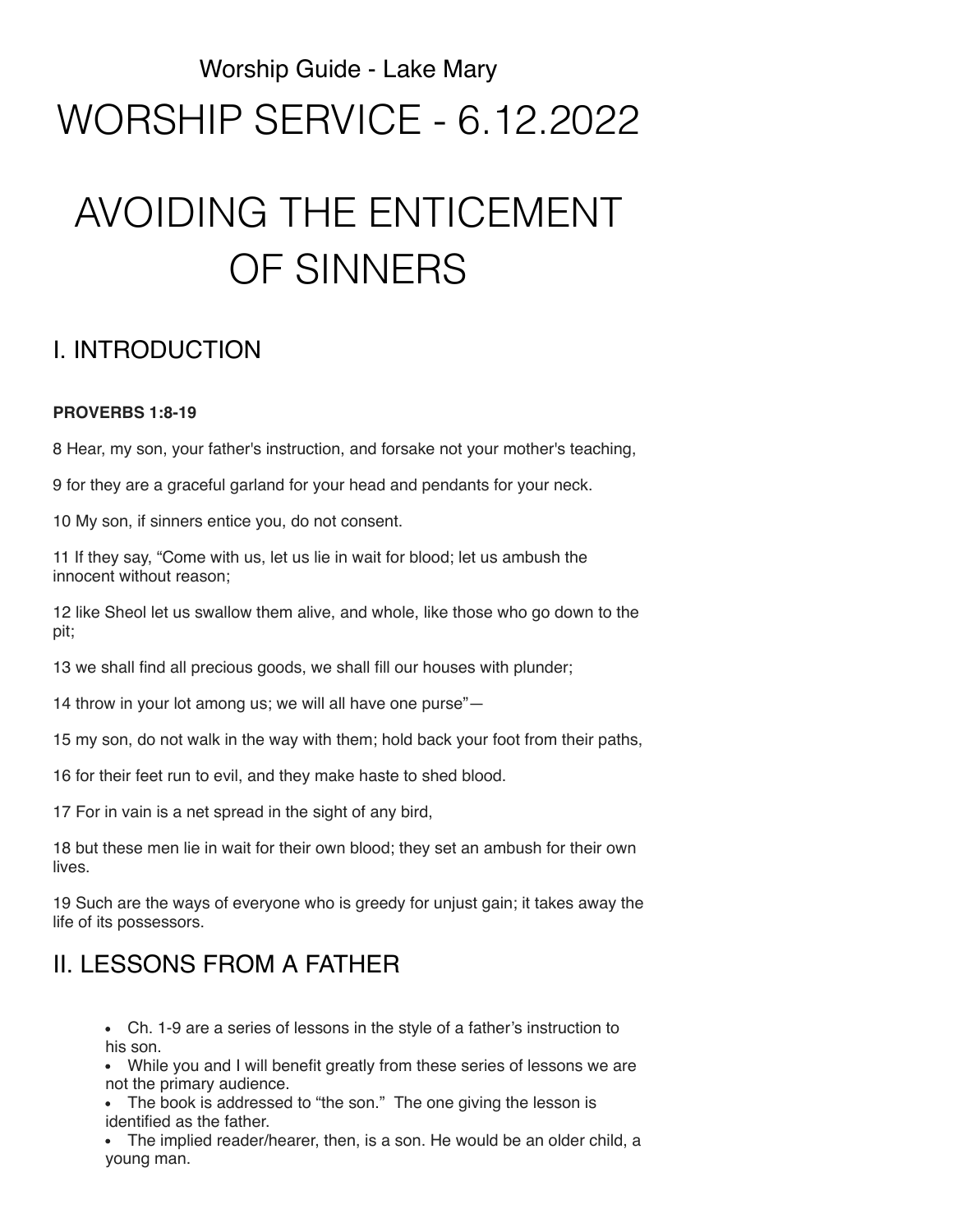Worship Guide - Lake Mary

# WORSHIP SERVICE - 6.12.2022

# AVOIDING THE ENTICEMENT OF SINNERS

## I. INTRODUCTION

**PROVERBS 1:8-19**

8 Hear, my son, your father's instruction, and forsake not your mother's teaching,

9 for they are a graceful garland for your head and pendants for your neck.

10 My son, if sinners entice you, do not consent.

11 If they say, "Come with us, let us lie in wait for blood; let us ambush the innocent without reason;

12 like Sheol let us swallow them alive, and whole, like those who go down to the pit;

13 we shall find all precious goods, we shall fill our houses with plunder;

14 throw in your lot among us; we will all have one purse"—

15 my son, do not walk in the way with them; hold back your foot from their paths,

16 for their feet run to evil, and they make haste to shed blood.

17 For in vain is a net spread in the sight of any bird,

18 but these men lie in wait for their own blood; they set an ambush for their own lives.

19 Such are the ways of everyone who is greedy for unjust gain; it takes away the life of its possessors.

## II. LESSONS FROM A FATHER

- Ch. 1-9 are a series of lessons in the style of a father's instruction to his son.
- While you and I will benefit greatly from these series of lessons we are not the primary audience.
- The book is addressed to "the son." The one giving the lesson is identified as the father.
- The implied reader/hearer, then, is a son. He would be an older child, a young man.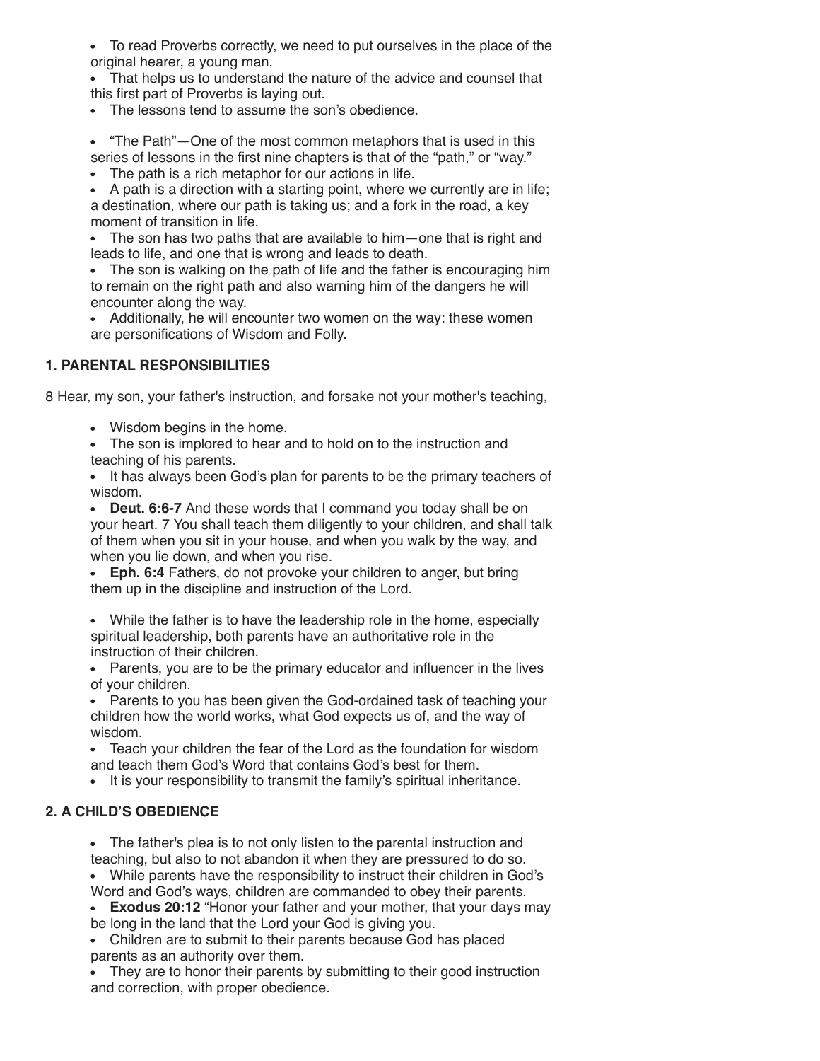- To read Proverbs correctly, we need to put ourselves in the place of the original hearer, a young man.
- That helps us to understand the nature of the advice and counsel that this first part of Proverbs is laying out.
- The lessons tend to assume the son's obedience.

- "The Path"—One of the most common metaphors that is used in this series of lessons in the first nine chapters is that of the "path," or "way."
- The path is a rich metaphor for our actions in life.
- A path is a direction with a starting point, where we currently are in life; a destination, where our path is taking us; and a fork in the road, a key moment of transition in life.
- The son has two paths that are available to him—one that is right and leads to life, and one that is wrong and leads to death.
- The son is walking on the path of life and the father is encouraging him to remain on the right path and also warning him of the dangers he will encounter along the way.
- Additionally, he will encounter two women on the way: these women are personifications of Wisdom and Folly.

### 1. PARENTAL RESPONSIBILITIES

8 Hear, my son, your father's instruction, and forsake not your mother's teaching,

- Wisdom begins in the home.
- The son is implored to hear and to hold on to the instruction and teaching of his parents.
- It has always been God's plan for parents to be the primary teachers of wisdom.
- **Deut. 6:6-7** And these words that I command you today shall be on your heart. 7 You shall teach them diligently to your children, and shall talk of them when you sit in your house, and when you walk by the way, and when you lie down, and when you rise.
- **Eph. 6:4** Fathers, do not provoke your children to anger, but bring them up in the discipline and instruction of the Lord.

- While the father is to have the leadership role in the home, especially spiritual leadership, both parents have an authoritative role in the instruction of their children.
- Parents, you are to be the primary educator and influencer in the lives of your children.
- Parents to you has been given the God-ordained task of teaching your children how the world works, what God expects us of, and the way of wisdom.
- Teach your children the fear of the Lord as the foundation for wisdom and teach them God's Word that contains God's best for them.
- It is your responsibility to transmit the family's spiritual inheritance.

### 2. A CHILD'S OBEDIENCE

- The father's plea is to not only listen to the parental instruction and teaching, but also to not abandon it when they are pressured to do so.
- While parents have the responsibility to instruct their children in God's Word and God's ways, children are commanded to obey their parents.
- **Exodus 20:12** "Honor your father and your mother, that your days may be long in the land that the Lord your God is giving you.
- Children are to submit to their parents because God has placed parents as an authority over them.
- They are to honor their parents by submitting to their good instruction and correction, with proper obedience.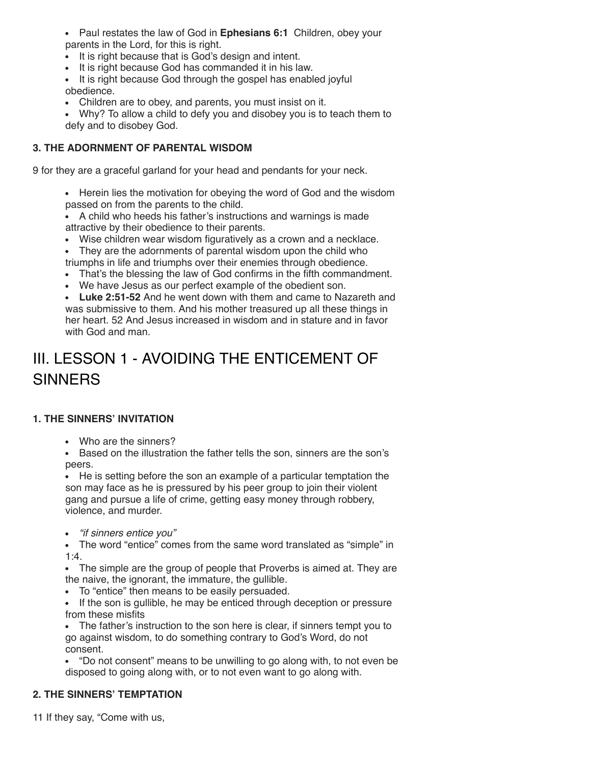- Paul restates the law of God in **Ephesians 6:1** Children, obey your parents in the Lord, for this is right.
- It is right because that is God's design and intent.
- It is right because God has commanded it in his law.
- It is right because God through the gospel has enabled joyful obedience.
- Children are to obey, and parents, you must insist on it.
- Why? To allow a child to defy you and disobey you is to teach them to defy and to disobey God.

#### 3. THE ADORNMENT OF PARENTAL WISDOM

9 for they are a graceful garland for your head and pendants for your neck.

- Herein lies the motivation for obeying the word of God and the wisdom passed on from the parents to the child.
- A child who heeds his father's instructions and warnings is made attractive by their obedience to their parents.
- Wise children wear wisdom figuratively as a crown and a necklace.
- They are the adornments of parental wisdom upon the child who triumphs in life and triumphs over their enemies through obedience.
- That's the blessing the law of God confirms in the fifth commandment.
- We have Jesus as our perfect example of the obedient son.
- **Luke 2:51-52** And he went down with them and came to Nazareth and was submissive to them. And his mother treasured up all these things in her heart. 52 And Jesus increased in wisdom and in stature and in favor with God and man.

## III. LESSON 1 - AVOIDING THE ENTICEMENT OF SINNERS

#### 1. THE SINNERS' INVITATION

- Who are the sinners?
- Based on the illustration the father tells the son, sinners are the son's peers.
- He is setting before the son an example of a particular temptation the son may face as he is pressured by his peer group to join their violent gang and pursue a life of crime, getting easy money through robbery, violence, and murder.

- *"if sinners entice you"*
- The word "entice" comes from the same word translated as "simple" in 1:4.
- The simple are the group of people that Proverbs is aimed at. They are the naive, the ignorant, the immature, the gullible.
- To "entice" then means to be easily persuaded.
- If the son is gullible, he may be enticed through deception or pressure from these misfits
- The father's instruction to the son here is clear, if sinners tempt you to go against wisdom, to do something contrary to God's Word, do not consent.
- "Do not consent" means to be unwilling to go along with, to not even be disposed to going along with, or to not even want to go along with.

#### 2. THE SINNERS' TEMPTATION

11 If they say, "Come with us,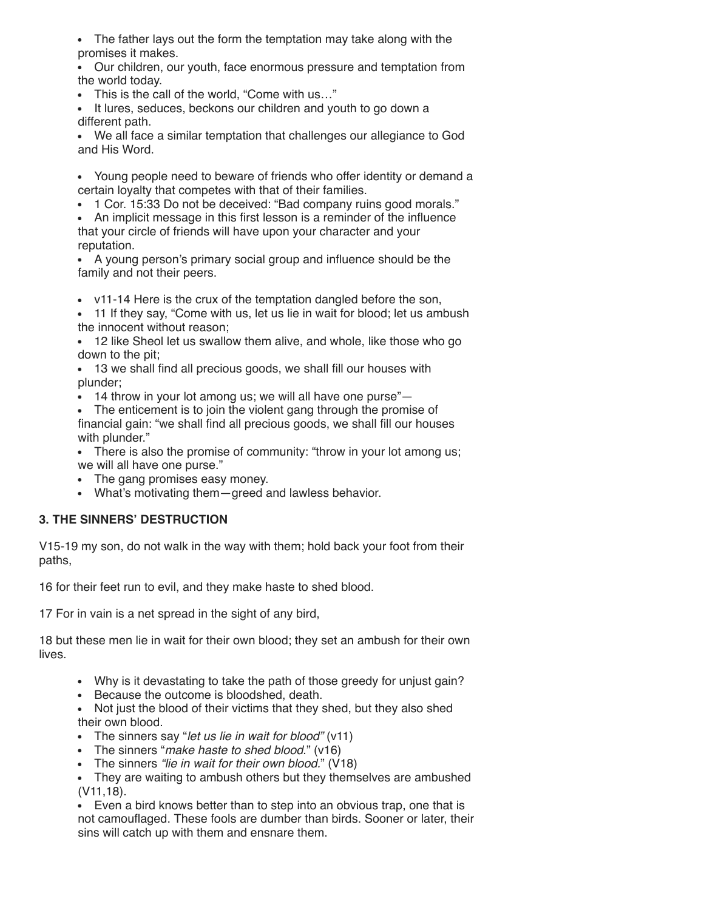- The father lays out the form the temptation may take along with the promises it makes.
- Our children, our youth, face enormous pressure and temptation from the world today.
- This is the call of the world, "Come with us…"
- It lures, seduces, beckons our children and youth to go down a different path.
- We all face a similar temptation that challenges our allegiance to God and His Word.

- Young people need to beware of friends who offer identity or demand a certain loyalty that competes with that of their families.
- 1 Cor. 15:33 Do not be deceived: "Bad company ruins good morals."
- An implicit message in this first lesson is a reminder of the influence that your circle of friends will have upon your character and your reputation.
- A young person's primary social group and influence should be the family and not their peers.

- v11-14 Here is the crux of the temptation dangled before the son,
- 11 If they say, "Come with us, let us lie in wait for blood; let us ambush the innocent without reason;
- 12 like Sheol let us swallow them alive, and whole, like those who go down to the pit;
- 13 we shall find all precious goods, we shall fill our houses with plunder;
- 14 throw in your lot among us; we will all have one purse"—
- The enticement is to join the violent gang through the promise of financial gain: "we shall find all precious goods, we shall fill our houses with plunder."
- There is also the promise of community: "throw in your lot among us; we will all have one purse."
- The gang promises easy money.
- What's motivating them—greed and lawless behavior.

**3. THE SINNERS' DESTRUCTION**

V15-19 my son, do not walk in the way with them; hold back your foot from their paths,

16 for their feet run to evil, and they make haste to shed blood.

17 For in vain is a net spread in the sight of any bird,

18 but these men lie in wait for their own blood; they set an ambush for their own lives.

- Why is it devastating to take the path of those greedy for unjust gain?
- Because the outcome is bloodshed, death.
- Not just the blood of their victims that they shed, but they also shed their own blood.
- The sinners say "*let us lie in wait for blood"* (v11)
- The sinners "*make haste to shed blood*." (v16)
- The sinners *"lie in wait for their own blood."* (V18)
- They are waiting to ambush others but they themselves are ambushed (V11,18).
- Even a bird knows better than to step into an obvious trap, one that is not camouflaged. These fools are dumber than birds. Sooner or later, their sins will catch up with them and ensnare them.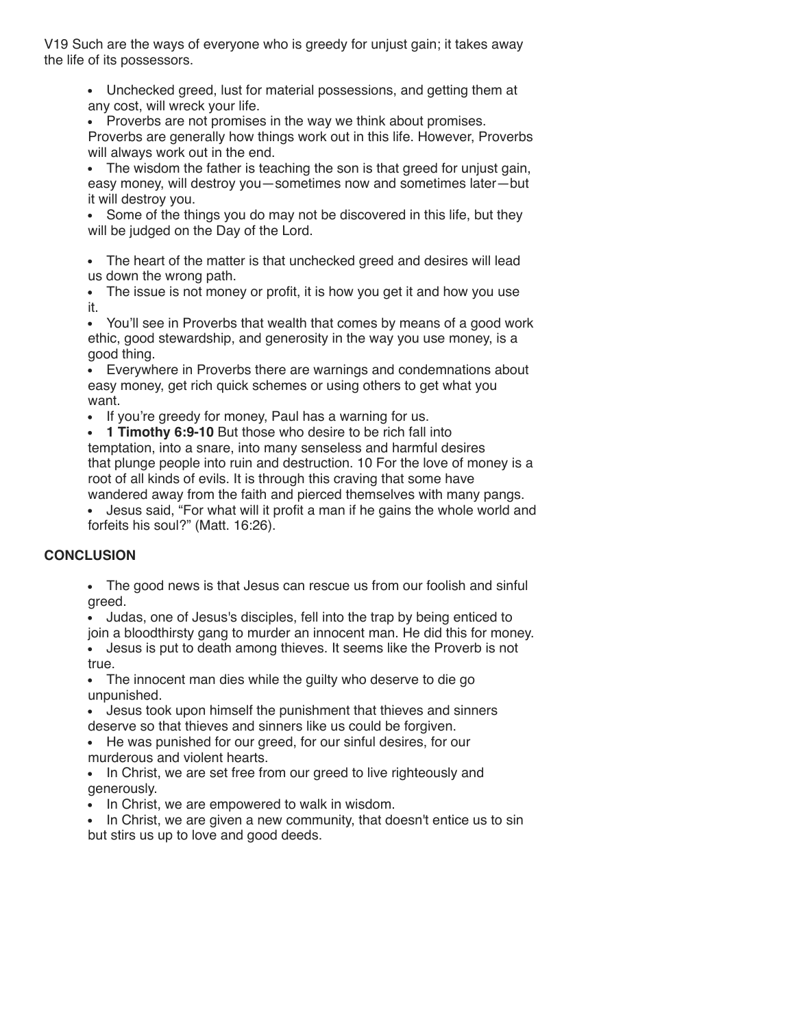V19 Such are the ways of everyone who is greedy for unjust gain; it takes away the life of its possessors.

- Unchecked greed, lust for material possessions, and getting them at any cost, will wreck your life.
- Proverbs are not promises in the way we think about promises. Proverbs are generally how things work out in this life. However, Proverbs will always work out in the end.
- The wisdom the father is teaching the son is that greed for unjust gain, easy money, will destroy you—sometimes now and sometimes later—but it will destroy you.
- Some of the things you do may not be discovered in this life, but they will be judged on the Day of the Lord.

- The heart of the matter is that unchecked greed and desires will lead us down the wrong path.
- The issue is not money or profit, it is how you get it and how you use it.
- You'll see in Proverbs that wealth that comes by means of a good work ethic, good stewardship, and generosity in the way you use money, is a good thing.
- Everywhere in Proverbs there are warnings and condemnations about easy money, get rich quick schemes or using others to get what you want.
- If you're greedy for money, Paul has a warning for us.
- **1 Timothy 6:9-10** But those who desire to be rich fall into temptation, into a snare, into many senseless and harmful desires that plunge people into ruin and destruction. 10 For the love of money is a root of all kinds of evils. It is through this craving that some have wandered away from the faith and pierced themselves with many pangs.
- Jesus said, "For what will it profit a man if he gains the whole world and forfeits his soul?" (Matt. 16:26).

**CONCLUSION**

- The good news is that Jesus can rescue us from our foolish and sinful greed.
- Judas, one of Jesus's disciples, fell into the trap by being enticed to join a bloodthirsty gang to murder an innocent man. He did this for money.
- Jesus is put to death among thieves. It seems like the Proverb is not true.
- The innocent man dies while the guilty who deserve to die go unpunished.
- Jesus took upon himself the punishment that thieves and sinners deserve so that thieves and sinners like us could be forgiven.
- He was punished for our greed, for our sinful desires, for our murderous and violent hearts.
- In Christ, we are set free from our greed to live righteously and generously.
- In Christ, we are empowered to walk in wisdom.
- In Christ, we are given a new community, that doesn't entice us to sin but stirs us up to love and good deeds.